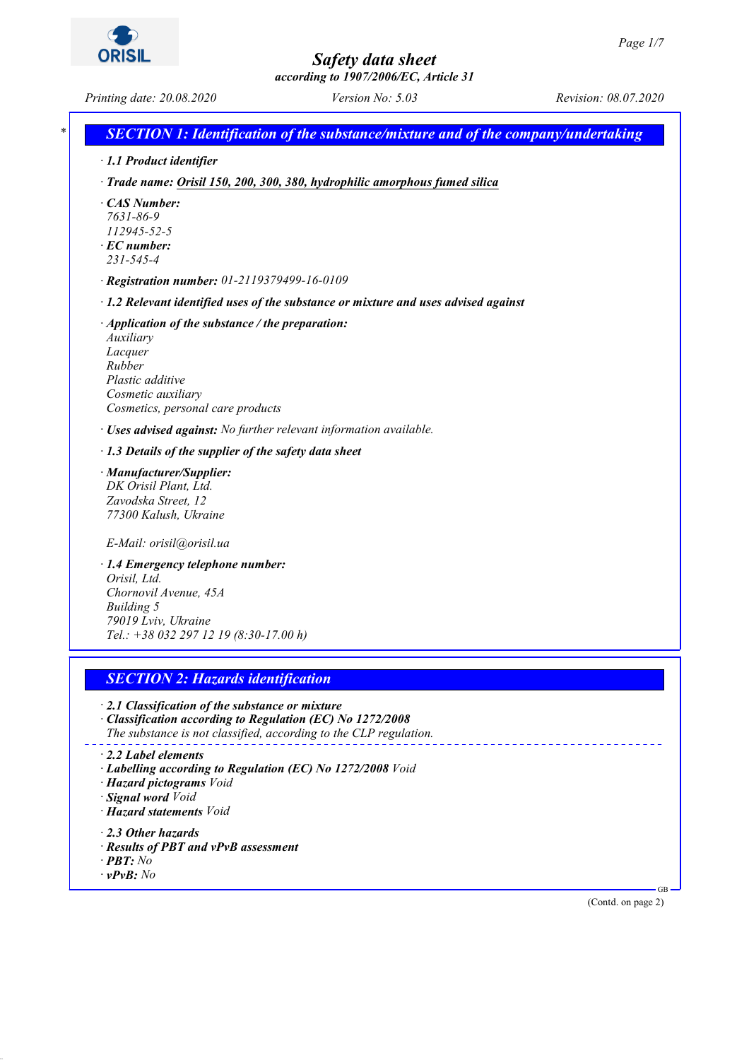# Safety data sheet

*according to 1907/2006/EC, Article 31*

*Printing date: 20.08.2020* *Version No: 5.03* *Revision: 08.07.2020*

## SECTION 1: Identification of the substance/mixture and of the company/undertaking

· **1.1 Product identifier**

· **Trade name:** Orisil 150, 200, 300, 380, hydrophilic amorphous fumed silica

· **CAS Number:**
7631-86-9
112945-52-5

· **EC number:**
231-545-4

· **Registration number:** 01-2119379499-16-0109

· **1.2 Relevant identified uses of the substance or mixture and uses advised against**

· **Application of the substance / the preparation:**
Auxiliary
Lacquer
Rubber
Plastic additive
Cosmetic auxiliary
Cosmetics, personal care products

· **Uses advised against:** No further relevant information available.

· **1.3 Details of the supplier of the safety data sheet**

· **Manufacturer/Supplier:**
DK Orisil Plant, Ltd.
Zavodska Street, 12
77300 Kalush, Ukraine

E-Mail: orisil@orisil.ua

· **1.4 Emergency telephone number:**
Orisil, Ltd.
Chornovil Avenue, 45A
Building 5
79019 Lviv, Ukraine
Tel.: +38 032 297 12 19 (8:30-17.00 h)

## SECTION 2: Hazards identification

· **2.1 Classification of the substance or mixture**
· **Classification according to Regulation (EC) No 1272/2008**
The substance is not classified, according to the CLP regulation.

· **2.2 Label elements**
· **Labelling according to Regulation (EC) No 1272/2008** Void
· **Hazard pictograms** Void
· **Signal word** Void
· **Hazard statements** Void

· **2.3 Other hazards**
· **Results of PBT and vPvB assessment**
· **PBT:** No
· **vPvB:** No

(Contd. on page 2)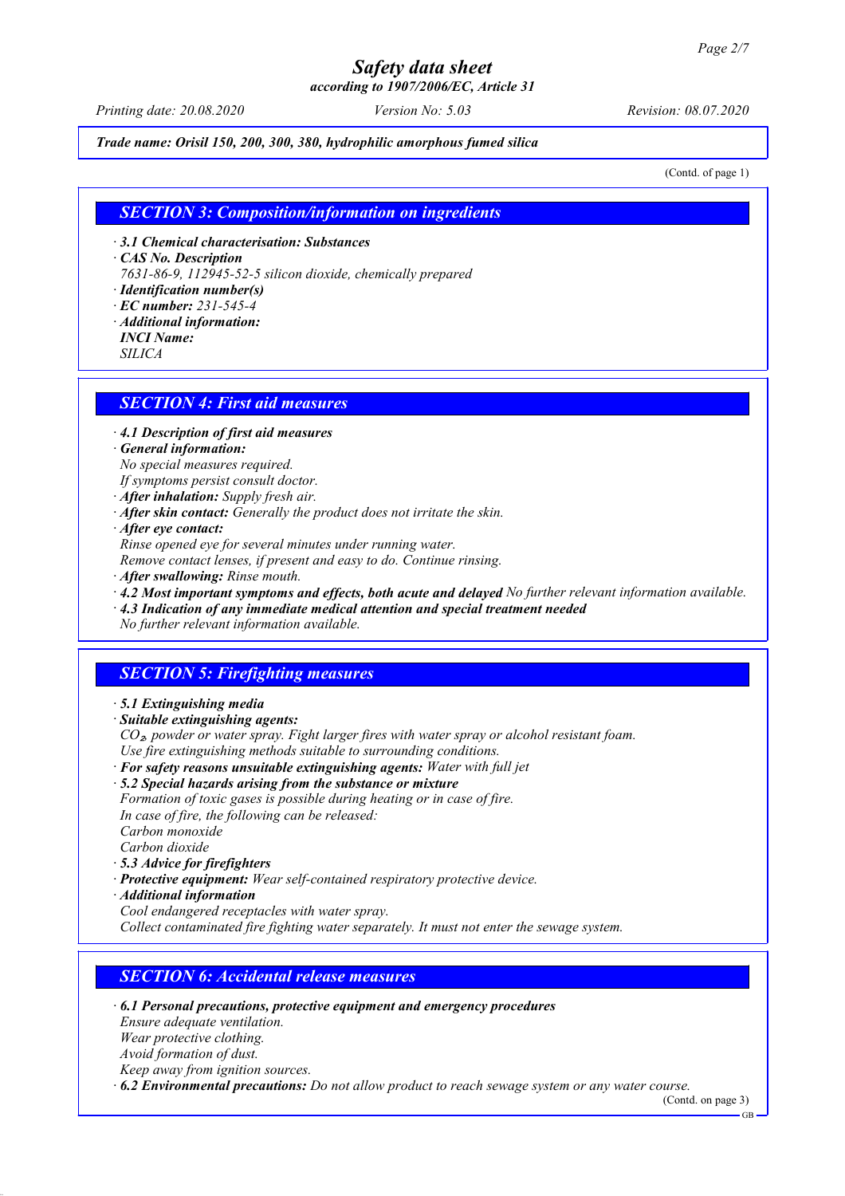*Trade name: Orisil 150, 200, 300, 380, hydrophilic amorphous fumed silica*

(Contd. of page 1)

## *SECTION 3: Composition/information on ingredients*

· ***3.1 Chemical characterisation: Substances***
· ***CAS No. Description***
*7631-86-9, 112945-52-5 silicon dioxide, chemically prepared*
· ***Identification number(s)***
· ***EC number:*** *231-545-4*
· ***Additional information:***
***INCI Name:***
*SILICA*

## *SECTION 4: First aid measures*

· ***4.1 Description of first aid measures***
· ***General information:***
*No special measures required.*
*If symptoms persist consult doctor.*
· ***After inhalation:*** *Supply fresh air.*
· ***After skin contact:*** *Generally the product does not irritate the skin.*
· ***After eye contact:***
*Rinse opened eye for several minutes under running water.*
*Remove contact lenses, if present and easy to do. Continue rinsing.*
· ***After swallowing:*** *Rinse mouth.*
· ***4.2 Most important symptoms and effects, both acute and delayed*** *No further relevant information available.*
· ***4.3 Indication of any immediate medical attention and special treatment needed***
*No further relevant information available.*

## *SECTION 5: Firefighting measures*

· ***5.1 Extinguishing media***
· ***Suitable extinguishing agents:***
*$CO_2$, powder or water spray. Fight larger fires with water spray or alcohol resistant foam.*
*Use fire extinguishing methods suitable to surrounding conditions.*
· ***For safety reasons unsuitable extinguishing agents:*** *Water with full jet*
· ***5.2 Special hazards arising from the substance or mixture***
*Formation of toxic gases is possible during heating or in case of fire.*
*In case of fire, the following can be released:*
*Carbon monoxide*
*Carbon dioxide*
· ***5.3 Advice for firefighters***
· ***Protective equipment:*** *Wear self-contained respiratory protective device.*
· ***Additional information***
*Cool endangered receptacles with water spray.*
*Collect contaminated fire fighting water separately. It must not enter the sewage system.*

## *SECTION 6: Accidental release measures*

· ***6.1 Personal precautions, protective equipment and emergency procedures***
*Ensure adequate ventilation.*
*Wear protective clothing.*
*Avoid formation of dust.*
*Keep away from ignition sources.*
· ***6.2 Environmental precautions:*** *Do not allow product to reach sewage system or any water course.*

(Contd. on page 3)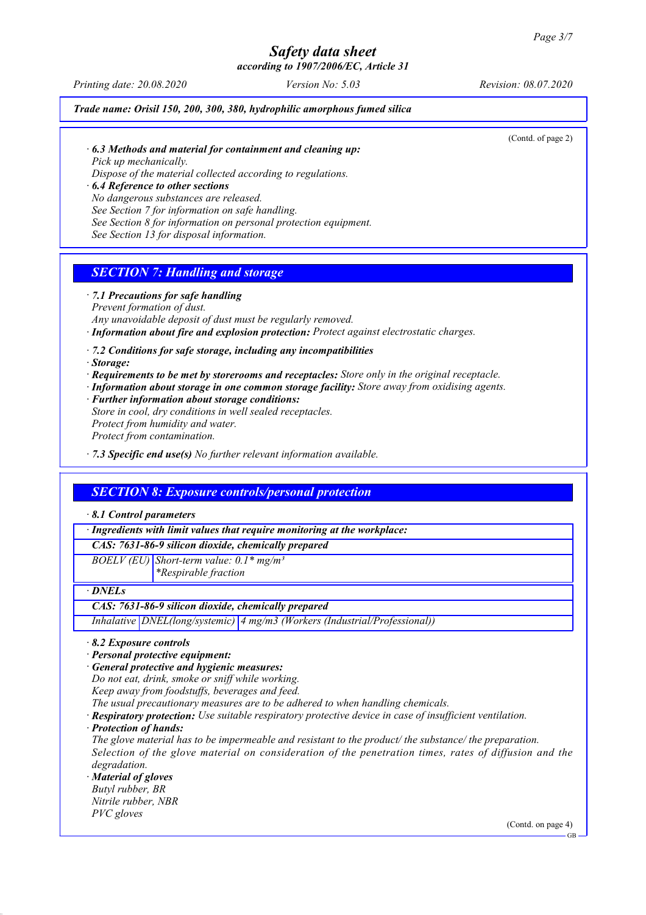(Contd. of page 2)

· **6.3 Methods and material for containment and cleaning up:**
Pick up mechanically.
Dispose of the material collected according to regulations.
· **6.4 Reference to other sections**
No dangerous substances are released.
See Section 7 for information on safe handling.
See Section 8 for information on personal protection equipment.
See Section 13 for disposal information.

## SECTION 7: Handling and storage

· **7.1 Precautions for safe handling**
Prevent formation of dust.
Any unavoidable deposit of dust must be regularly removed.
· **Information about fire and explosion protection:** Protect against electrostatic charges.

· **7.2 Conditions for safe storage, including any incompatibilities**
· **Storage:**
· **Requirements to be met by storerooms and receptacles:** Store only in the original receptacle.
· **Information about storage in one common storage facility:** Store away from oxidising agents.
· **Further information about storage conditions:**
Store in cool, dry conditions in well sealed receptacles.
Protect from humidity and water.
Protect from contamination.

· **7.3 Specific end use(s)** No further relevant information available.

## SECTION 8: Exposure controls/personal protection

· **8.1 Control parameters**

| · **Ingredients with limit values that require monitoring at the workplace:** | |
|---|---|
| **CAS: 7631-86-9 silicon dioxide, chemically prepared** | |
| BOELV (EU) | Short-term value: 0.1* mg/m³<br>*Respirable fraction |

| · **DNELs** | | |
|---|---|---|
| **CAS: 7631-86-9 silicon dioxide, chemically prepared** | | |
| Inhalative | DNEL(long/systemic) | 4 mg/m3 (Workers (Industrial/Professional)) |

· **8.2 Exposure controls**
· **Personal protective equipment:**
· **General protective and hygienic measures:**
Do not eat, drink, smoke or sniff while working.
Keep away from foodstuffs, beverages and feed.
The usual precautionary measures are to be adhered to when handling chemicals.
· **Respiratory protection:** Use suitable respiratory protective device in case of insufficient ventilation.
· **Protection of hands:**
The glove material has to be impermeable and resistant to the product/ the substance/ the preparation.
Selection of the glove material on consideration of the penetration times, rates of diffusion and the degradation.
· **Material of gloves**
Butyl rubber, BR
Nitrile rubber, NBR
PVC gloves

(Contd. on page 4)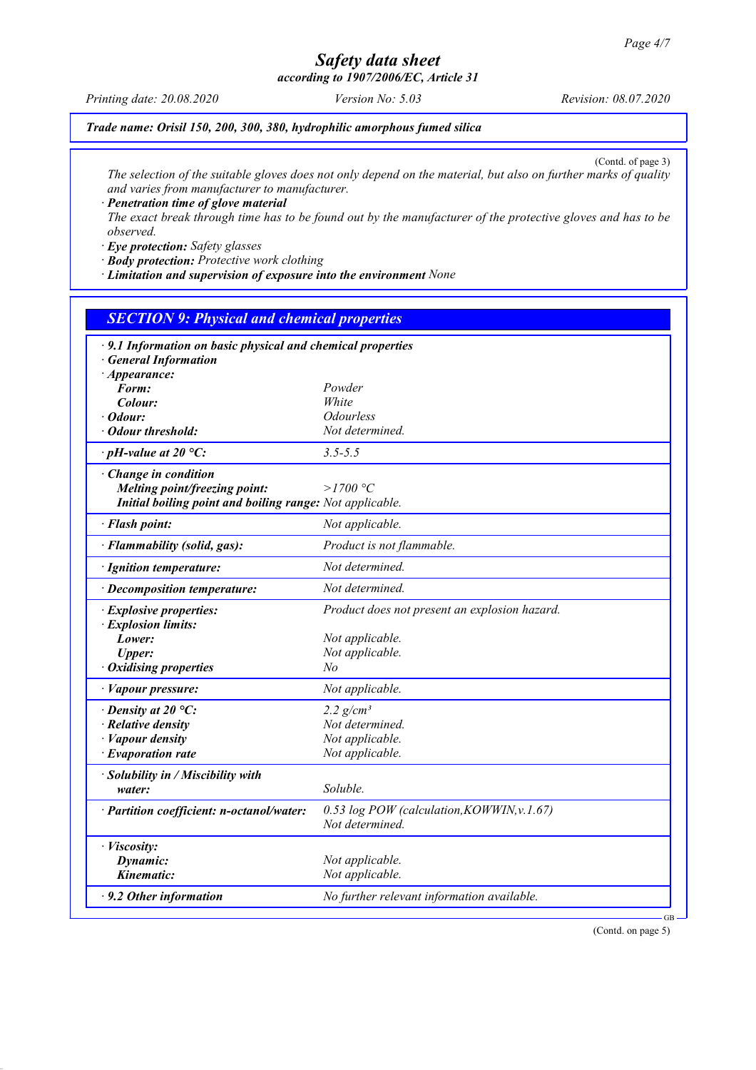*Trade name: Orisil 150, 200, 300, 380, hydrophilic amorphous fumed silica*

(Contd. of page 3)

*The selection of the suitable gloves does not only depend on the material, but also on further marks of quality and varies from manufacturer to manufacturer.*

· ***Penetration time of glove material***
*The exact break through time has to be found out by the manufacturer of the protective gloves and has to be observed.*

· ***Eye protection:*** *Safety glasses*
· ***Body protection:*** *Protective work clothing*
· ***Limitation and supervision of exposure into the environment*** *None*

## SECTION 9: Physical and chemical properties

| · **9.1 Information on basic physical and chemical properties** | |
|---|---|
| · **General Information** | |
| · **Appearance:** | |
| **Form:** | *Powder* |
| **Colour:** | *White* |
| · **Odour:** | *Odourless* |
| · **Odour threshold:** | *Not determined.* |
| · **pH-value at 20 °C:** | *3.5-5.5* |
| · **Change in condition** | |
| **Melting point/freezing point:** | *>1700 °C* |
| **Initial boiling point and boiling range:** | *Not applicable.* |
| · **Flash point:** | *Not applicable.* |
| · **Flammability (solid, gas):** | *Product is not flammable.* |
| · **Ignition temperature:** | *Not determined.* |
| · **Decomposition temperature:** | *Not determined.* |
| · **Explosive properties:** | *Product does not present an explosion hazard.* |
| · **Explosion limits:** | |
| **Lower:** | *Not applicable.* |
| **Upper:** | *Not applicable.* |
| · **Oxidising properties** | *No* |
| · **Vapour pressure:** | *Not applicable.* |
| · **Density at 20 °C:** | *2.2 g/cm³* |
| · **Relative density** | *Not determined.* |
| · **Vapour density** | *Not applicable.* |
| · **Evaporation rate** | *Not applicable.* |
| · **Solubility in / Miscibility with water:** | *Soluble.* |
| · **Partition coefficient: n-octanol/water:** | *0.53 log POW (calculation,KOWWIN,v.1.67)* *Not determined.* |
| · **Viscosity:** | |
| **Dynamic:** | *Not applicable.* |
| **Kinematic:** | *Not applicable.* |
| · **9.2 Other information** | *No further relevant information available.* |

(Contd. on page 5)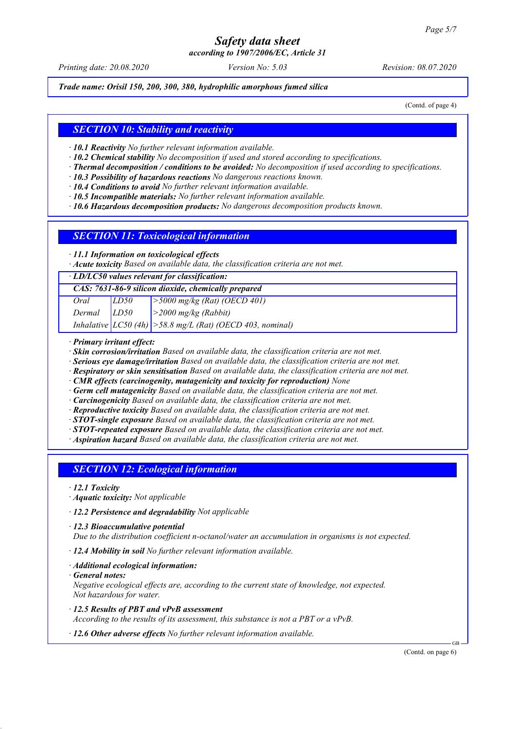*(Contd. of page 4)*

## SECTION 10: Stability and reactivity

· ***10.1 Reactivity*** *No further relevant information available.*
· ***10.2 Chemical stability*** *No decomposition if used and stored according to specifications.*
· ***Thermal decomposition / conditions to be avoided:*** *No decomposition if used according to specifications.*
· ***10.3 Possibility of hazardous reactions*** *No dangerous reactions known.*
· ***10.4 Conditions to avoid*** *No further relevant information available.*
· ***10.5 Incompatible materials:*** *No further relevant information available.*
· ***10.6 Hazardous decomposition products:*** *No dangerous decomposition products known.*

## SECTION 11: Toxicological information

· ***11.1 Information on toxicological effects***
· ***Acute toxicity*** *Based on available data, the classification criteria are not met.*

| · ***LD/LC50 values relevant for classification:*** | | |
|---|---|---|
| ***CAS: 7631-86-9 silicon dioxide, chemically prepared*** | | |
| *Oral* | *LD50* | *>5000 mg/kg (Rat) (OECD 401)* |
| *Dermal* | *LD50* | *>2000 mg/kg (Rabbit)* |
| *Inhalative* | *LC50 (4h)* | *>58.8 mg/L (Rat) (OECD 403, nominal)* |

· ***Primary irritant effect:***
· ***Skin corrosion/irritation*** *Based on available data, the classification criteria are not met.*
· ***Serious eye damage/irritation*** *Based on available data, the classification criteria are not met.*
· ***Respiratory or skin sensitisation*** *Based on available data, the classification criteria are not met.*
· ***CMR effects (carcinogenity, mutagenicity and toxicity for reproduction)*** *None*
· ***Germ cell mutagenicity*** *Based on available data, the classification criteria are not met.*
· ***Carcinogenicity*** *Based on available data, the classification criteria are not met.*
· ***Reproductive toxicity*** *Based on available data, the classification criteria are not met.*
· ***STOT-single exposure*** *Based on available data, the classification criteria are not met.*
· ***STOT-repeated exposure*** *Based on available data, the classification criteria are not met.*
· ***Aspiration hazard*** *Based on available data, the classification criteria are not met.*

## SECTION 12: Ecological information

· ***12.1 Toxicity***
· ***Aquatic toxicity:*** *Not applicable*

· ***12.2 Persistence and degradability*** *Not applicable*

· ***12.3 Bioaccumulative potential***
*Due to the distribution coefficient n-octanol/water an accumulation in organisms is not expected.*

· ***12.4 Mobility in soil*** *No further relevant information available.*

· ***Additional ecological information:***
· ***General notes:***
*Negative ecological effects are, according to the current state of knowledge, not expected.*
*Not hazardous for water.*

· ***12.5 Results of PBT and vPvB assessment***
*According to the results of its assessment, this substance is not a PBT or a vPvB.*

· ***12.6 Other adverse effects*** *No further relevant information available.*

(Contd. on page 6)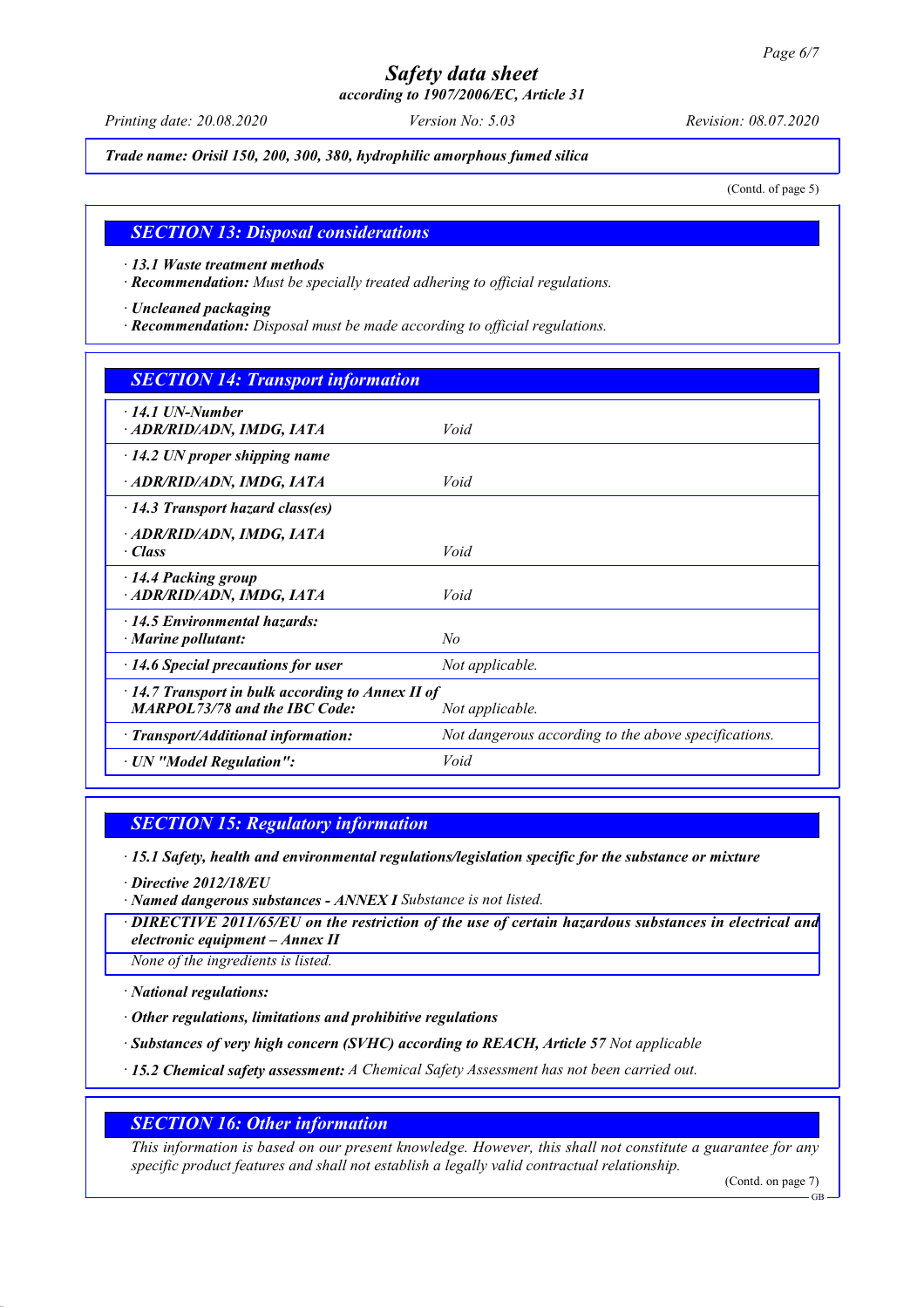*Trade name: Orisil 150, 200, 300, 380, hydrophilic amorphous fumed silica*

(Contd. of page 5)

## SECTION 13: Disposal considerations

· **13.1 Waste treatment methods**
· **Recommendation:** *Must be specially treated adhering to official regulations.*

· **Uncleaned packaging**
· **Recommendation:** *Disposal must be made according to official regulations.*

## SECTION 14: Transport information

| | |
|---|---|
| · **14.1 UN-Number**<br>· **ADR/RID/ADN, IMDG, IATA** | *Void* |
| · **14.2 UN proper shipping name**<br>· **ADR/RID/ADN, IMDG, IATA** | *Void* |
| · **14.3 Transport hazard class(es)**<br>· **ADR/RID/ADN, IMDG, IATA**<br>· **Class** | *Void* |
| · **14.4 Packing group**<br>· **ADR/RID/ADN, IMDG, IATA** | *Void* |
| · **14.5 Environmental hazards:**<br>· **Marine pollutant:** | *No* |
| · **14.6 Special precautions for user** | *Not applicable.* |
| · **14.7 Transport in bulk according to Annex II of MARPOL73/78 and the IBC Code:** | *Not applicable.* |
| · **Transport/Additional information:** | *Not dangerous according to the above specifications.* |
| · **UN "Model Regulation":** | *Void* |

## SECTION 15: Regulatory information

· **15.1 Safety, health and environmental regulations/legislation specific for the substance or mixture**

· **Directive 2012/18/EU**
· **Named dangerous substances - ANNEX I** *Substance is not listed.*

· **DIRECTIVE 2011/65/EU on the restriction of the use of certain hazardous substances in electrical and electronic equipment – Annex II**
*None of the ingredients is listed.*

· **National regulations:**

· **Other regulations, limitations and prohibitive regulations**

· **Substances of very high concern (SVHC) according to REACH, Article 57** *Not applicable*

· **15.2 Chemical safety assessment:** *A Chemical Safety Assessment has not been carried out.*

## SECTION 16: Other information

*This information is based on our present knowledge. However, this shall not constitute a guarantee for any specific product features and shall not establish a legally valid contractual relationship.*

(Contd. on page 7)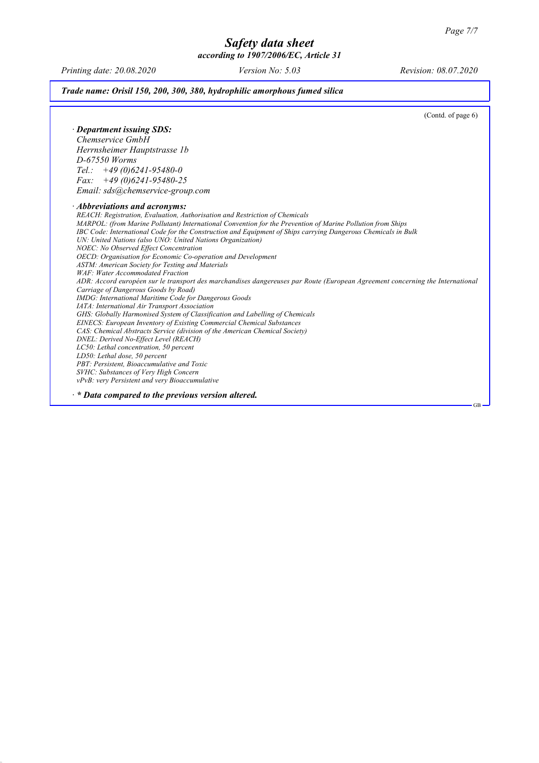*Trade name: Orisil 150, 200, 300, 380, hydrophilic amorphous fumed silica*

(Contd. of page 6)

· ***Department issuing SDS:***
*Chemservice GmbH*
*Herrnsheimer Hauptstrasse 1b*
*D-67550 Worms*
*Tel.: +49 (0)6241-95480-0*
*Fax: +49 (0)6241-95480-25*
*Email: sds@chemservice-group.com*

· ***Abbreviations and acronyms:***
*REACH: Registration, Evaluation, Authorisation and Restriction of Chemicals*
*MARPOL: (from Marine Pollutant) International Convention for the Prevention of Marine Pollution from Ships*
*IBC Code: International Code for the Construction and Equipment of Ships carrying Dangerous Chemicals in Bulk*
*UN: United Nations (also UNO: United Nations Organization)*
*NOEC: No Observed Effect Concentration*
*OECD: Organisation for Economic Co-operation and Development*
*ASTM: American Society for Testing and Materials*
*WAF: Water Accommodated Fraction*
*ADR: Accord européen sur le transport des marchandises dangereuses par Route (European Agreement concerning the International Carriage of Dangerous Goods by Road)*
*IMDG: International Maritime Code for Dangerous Goods*
*IATA: International Air Transport Association*
*GHS: Globally Harmonised System of Classification and Labelling of Chemicals*
*EINECS: European Inventory of Existing Commercial Chemical Substances*
*CAS: Chemical Abstracts Service (division of the American Chemical Society)*
*DNEL: Derived No-Effect Level (REACH)*
*LC50: Lethal concentration, 50 percent*
*LD50: Lethal dose, 50 percent*
*PBT: Persistent, Bioaccumulative and Toxic*
*SVHC: Substances of Very High Concern*
*vPvB: very Persistent and very Bioaccumulative*

· ***\* Data compared to the previous version altered.***

GB